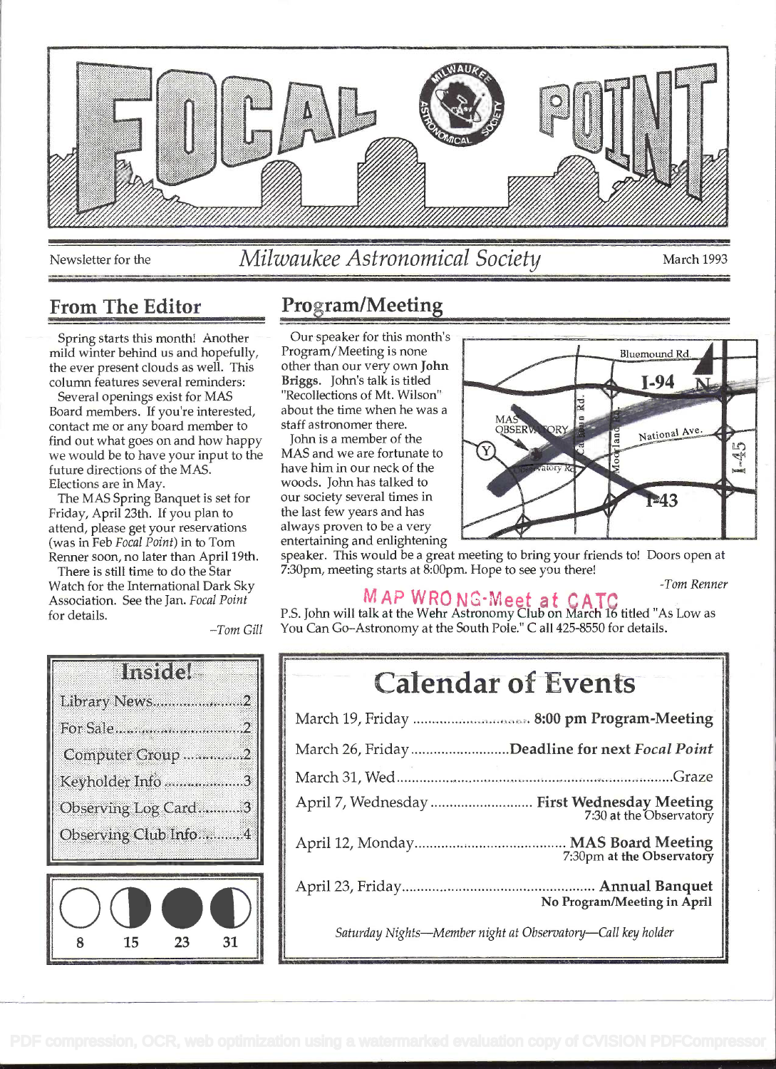# FOCAL POINT

Newsletter for the *Milwaukee Astronomical Society* March 1993

## From The Editor

Spring starts this month! Another mild winter behind us and hopefully, the ever present clouds as well. This column features several reminders:

Several openings exist for MAS Board members. If you're interested, contact me or any board member to find out what goes on and how happy we would be to have your input to the future directions of the MAS. Elections are in May.

The MAS Spring Banquet is set for Friday, April 23th. If you plan to attend, please get your reservations (was in Feb *Focal Point*) in to Tom Renner soon, no later than April 19th.

There is still time to do the Star Watch for the International Dark Sky Association. See the Jan. *Focal Point* for details.

*-Tom Gill*

## Program/Meeting

Our speaker for this month's Program/Meeting is none other than our very own **John Briggs**. John's talk is titled "Recollections of Mt. Wilson" about the time when he was a staff astronomer there.

John is a member of the MAS and we are fortunate to have him in our neck of the woods. John has talked to our society several times in the last few years and has always proven to be a very entertaining and enlightening speaker. This would be a great meeting to bring your friends to! Doors open at 7:30pm, meeting starts at 8:00pm. Hope to see you there!

*-Tom Renner*

MAP WRONG-Meet at CATC

P.S. John will talk at the Wehr Astronomy Club on March 16 titled "As Low as You Can Go–Astronomy at the South Pole." Call 425-8550 for details.

Map labels: Bluemound Rd., I-94, N, MAS OBSERVATORY, Y, Observatory Rd, Calhoun Rd., Moorland Rd., National Ave., I-45, I-43

## Inside!

- Library News........2
- For Sale........2
- Computer Group........2
- Keyholder Info........3
- Observing Log Card........3
- Observing Club Info........4

Moon phases: 8, 15, 23, 31

## Calendar of Events

| | |
|---|---|
| March 19, Friday | **8:00 pm Program-Meeting** |
| March 26, Friday | **Deadline for next *Focal Point*** |
| March 31, Wed | Graze |
| April 7, Wednesday | **First Wednesday Meeting** 7:30 at the Observatory |
| April 12, Monday | **MAS Board Meeting** 7:30pm at the Observatory |
| April 23, Friday | **Annual Banquet** No Program/Meeting in April |

*Saturday Nights—Member night at Observatory—Call key holder*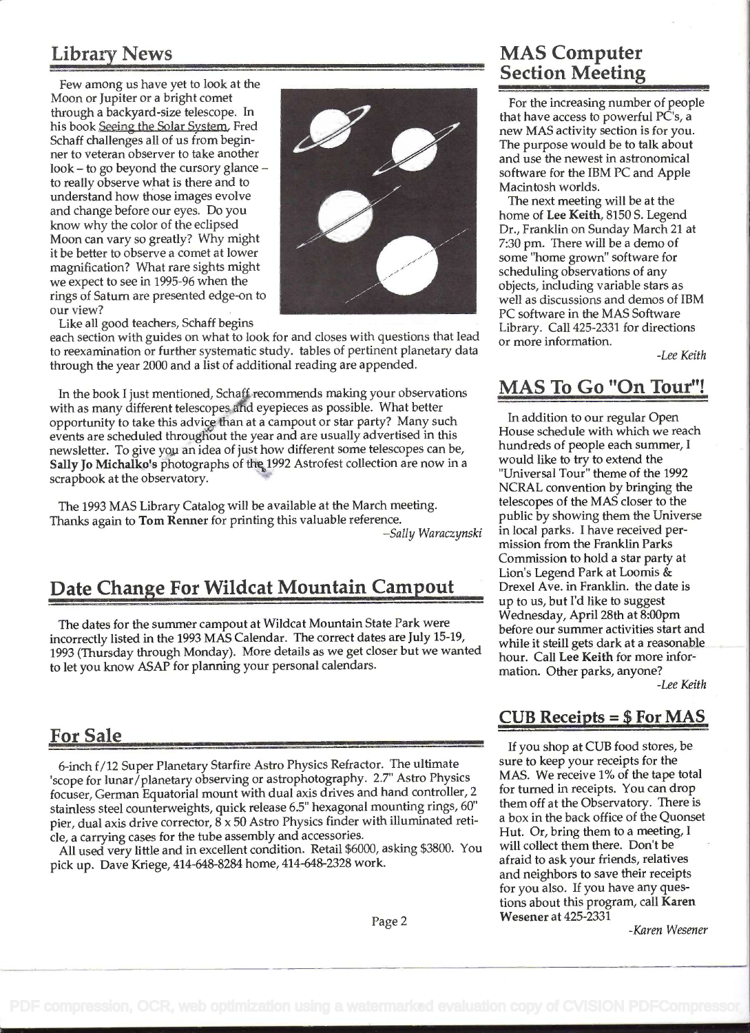## Library News

Few among us have yet to look at the Moon or Jupiter or a bright comet through a backyard-size telescope. In his book Seeing the Solar System, Fred Schaff challenges all of us from beginner to veteran observer to take another look – to go beyond the cursory glance – to really observe what is there and to understand how those images evolve and change before our eyes. Do you know why the color of the eclipsed Moon can vary so greatly? Why might it be better to observe a comet at lower magnification? What rare sights might we expect to see in 1995-96 when the rings of Saturn are presented edge-on to our view?

Like all good teachers, Schaff begins each section with guides on what to look for and closes with questions that lead to reexamination or further systematic study. tables of pertinent planetary data through the year 2000 and a list of additional reading are appended.

In the book I just mentioned, Schaff recommends making your observations with as many different telescopes and eyepieces as possible. What better opportunity to take this advice than at a campout or star party? Many such events are scheduled throughout the year and are usually advertised in this newsletter. To give you an idea of just how different some telescopes can be, **Sally Jo Michalko's** photographs of the 1992 Astrofest collection are now in a scrapbook at the observatory.

The 1993 MAS Library Catalog will be available at the March meeting. Thanks again to **Tom Renner** for printing this valuable reference.

*–Sally Waraczynski*

## Date Change For Wildcat Mountain Campout

The dates for the summer campout at Wildcat Mountain State Park were incorrectly listed in the 1993 MAS Calendar. The correct dates are July 15-19, 1993 (Thursday through Monday). More details as we get closer but we wanted to let you know ASAP for planning your personal calendars.

## For Sale

6-inch f/12 Super Planetary Starfire Astro Physics Refractor. The ultimate 'scope for lunar/planetary observing or astrophotography. 2.7" Astro Physics focuser, German Equatorial mount with dual axis drives and hand controller, 2 stainless steel counterweights, quick release 6.5" hexagonal mounting rings, 60" pier, dual axis drive corrector, 8 x 50 Astro Physics finder with illuminated reticle, a carrying cases for the tube assembly and accessories.

All used very little and in excellent condition. Retail $6000, asking $3800. You pick up. Dave Kriege, 414-648-8284 home, 414-648-2328 work.

## MAS Computer Section Meeting

For the increasing number of people that have access to powerful PC's, a new MAS activity section is for you. The purpose would be to talk about and use the newest in astronomical software for the IBM PC and Apple Macintosh worlds.

The next meeting will be at the home of **Lee Keith**, 8150 S. Legend Dr., Franklin on Sunday March 21 at 7:30 pm. There will be a demo of some "home grown" software for scheduling observations of any objects, including variable stars as well as discussions and demos of IBM PC software in the MAS Software Library. Call 425-2331 for directions or more information.

*-Lee Keith*

## MAS To Go "On Tour"!

In addition to our regular Open House schedule with which we reach hundreds of people each summer, I would like to try to extend the "Universal Tour" theme of the 1992 NCRAL convention by bringing the telescopes of the MAS closer to the public by showing them the Universe in local parks. I have received permission from the Franklin Parks Commission to hold a star party at Lion's Legend Park at Loomis & Drexel Ave. in Franklin. the date is up to us, but I'd like to suggest Wednesday, April 28th at 8:00pm before our summer activities start and while it steill gets dark at a reasonable hour. Call **Lee Keith** for more information. Other parks, anyone?

*-Lee Keith*

## CUB Receipts = $ For MAS

If you shop at CUB food stores, be sure to keep your receipts for the MAS. We receive 1% of the tape total for turned in receipts. You can drop them off at the Observatory. There is a box in the back office of the Quonset Hut. Or, bring them to a meeting, I will collect them there. Don't be afraid to ask your friends, relatives and neighbors to save their receipts for you also. If you have any questions about this program, call **Karen Wesener** at 425-2331

*-Karen Wesener*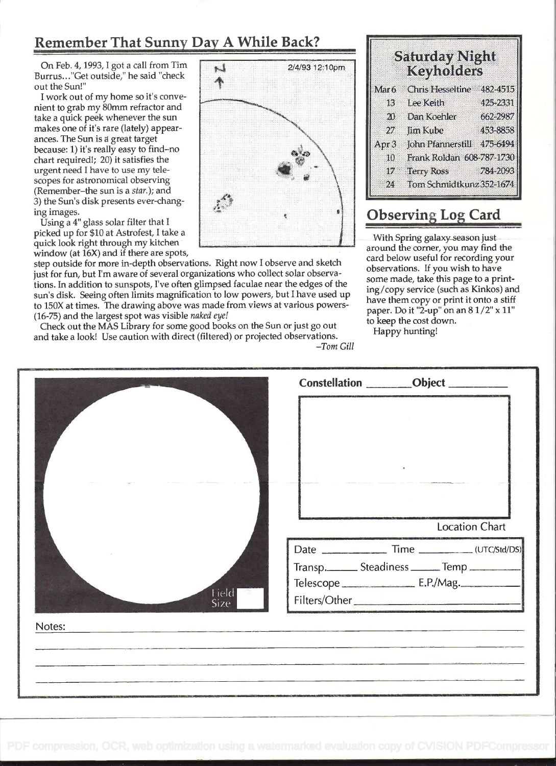## Remember That Sunny Day A While Back?

On Feb. 4, 1993, I got a call from Tim Burrus..."Get outside," he said "check out the Sun!"

I work out of my home so it's convenient to grab my 80mm refractor and take a quick peek whenever the sun makes one of it's rare (lately) appearances. The Sun is a great target because: 1) it's really easy to find–no chart required!; 20) it satisfies the urgent need I have to use my telescopes for astronomical observing (Remember–the sun is a *star.*); and 3) the Sun's disk presents ever-changing images.

Using a 4" glass solar filter that I picked up for $10 at Astrofest, I take a quick look right through my kitchen window (at 16X) and if there are spots, step outside for more in-depth observations. Right now I observe and sketch just for fun, but I'm aware of several organizations who collect solar observations. In addition to sunspots, I've often glimpsed faculae near the edges of the sun's disk. Seeing often limits magnification to low powers, but I have used up to 150X at times. The drawing above was made from views at various powers-(16-75) and the largest spot was visible *naked eye!*

Check out the MAS Library for some good books on the Sun or just go out and take a look! Use caution with direct (filtered) or projected observations.

*–Tom Gill*

## Saturday Night Keyholders

| | | |
|---|---|---|
| Mar 6 | Chris Hesseltine | 482-4515 |
| 13 | Lee Keith | 425-2331 |
| 20 | Dan Koehler | 662-2987 |
| 27 | Jim Kube | 453-8858 |
| Apr 3 | John Pfannerstill | 475-6494 |
| 10 | Frank Roldan | 608-787-1730 |
| 17 | Terry Ross | 784-2093 |
| 24 | Tom Schmidtkunz | 352-1674 |

## Observing Log Card

With Spring galaxy season just around the corner, you may find the card below useful for recording your observations. If you wish to have some made, take this page to a printing/copy service (such as Kinkos) and have them copy or print it onto a stiff paper. Do it "2-up" on an 8 1/2" x 11" to keep the cost down.

Happy hunting!

---

**Constellation** ________ **Object** ________

Location Chart

Field Size

Date ________ Time ________ (UTC/Std/DS)

Transp.______ Steadiness ______ Temp ______

Telescope ____________ E.P./Mag.__________

Filters/Other ________________________

Notes: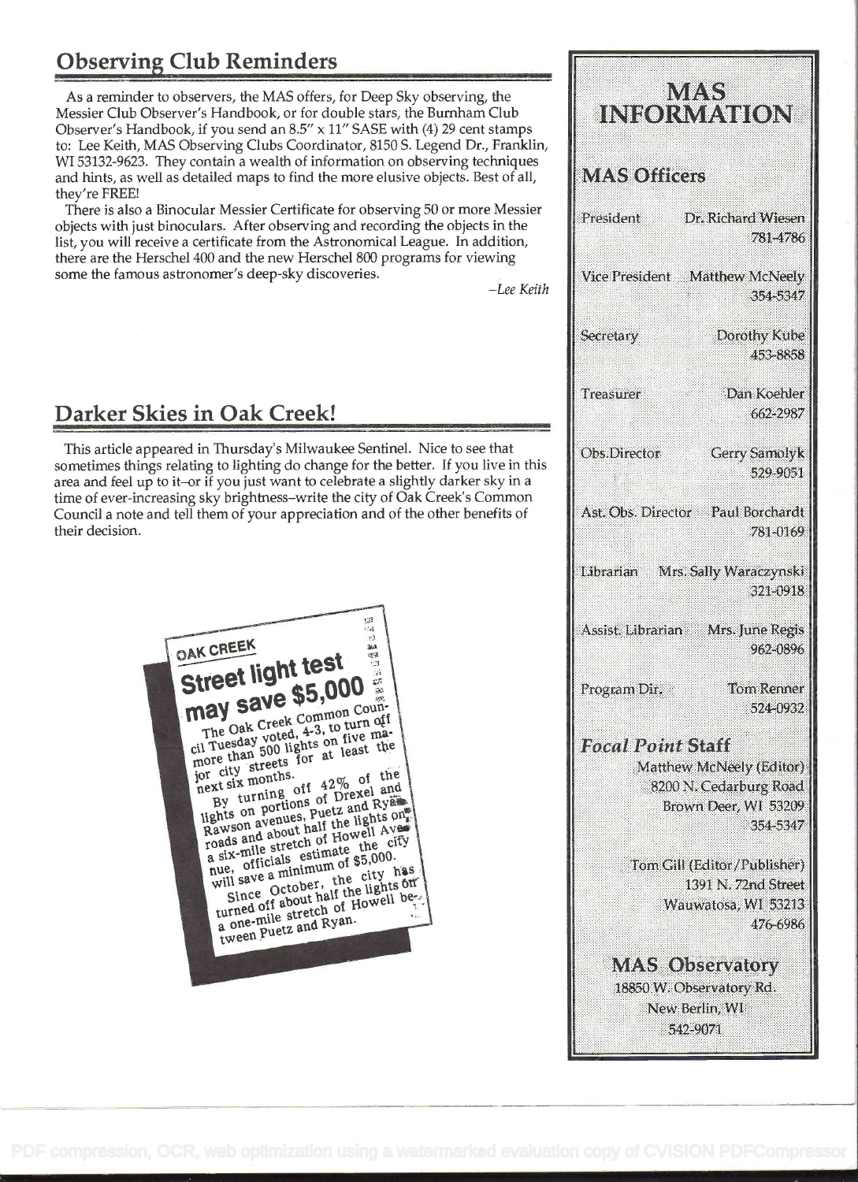## Observing Club Reminders

As a reminder to observers, the MAS offers, for Deep Sky observing, the Messier Club Observer's Handbook, or for double stars, the Burnham Club Observer's Handbook, if you send an 8.5" x 11" SASE with (4) 29 cent stamps to: Lee Keith, MAS Observing Clubs Coordinator, 8150 S. Legend Dr., Franklin, WI 53132-9623. They contain a wealth of information on observing techniques and hints, as well as detailed maps to find the more elusive objects. Best of all, they're FREE!

There is also a Binocular Messier Certificate for observing 50 or more Messier objects with just binoculars. After observing and recording the objects in the list, you will receive a certificate from the Astronomical League. In addition, there are the Herschel 400 and the new Herschel 800 programs for viewing some the famous astronomer's deep-sky discoveries.

*–Lee Keith*

## Darker Skies in Oak Creek!

This article appeared in Thursday's Milwaukee Sentinel. Nice to see that sometimes things relating to lighting do change for the better. If you live in this area and feel up to it–or if you just want to celebrate a slightly darker sky in a time of ever-increasing sky brightness–write the city of Oak Creek's Common Council a note and tell them of your appreciation and of the other benefits of their decision.

OAK CREEK

**Street light test may save $5,000**

The Oak Creek Common Council Tuesday voted, 4-3, to turn off more than 500 lights on five major city streets for at least the next six months.

By turning off 42% of the lights on portions of Drexel and Rawson avenues, Puetz and Ryan roads and about half the lights on a six-mile stretch of Howell Avenue, officials estimate the city will save a minimum of $5,000.

Since October, the city has turned off about half the lights on a one-mile stretch of Howell between Puetz and Ryan.

# MAS INFORMATION

## MAS Officers

| | | |
|---|---|---|
| President | Dr. Richard Wiesen | 781-4786 |
| Vice President | Matthew McNeely | 354-5347 |
| Secretary | Dorothy Kube | 453-8858 |
| Treasurer | Dan Koehler | 662-2987 |
| Obs.Director | Gerry Samolyk | 529-9051 |
| Ast. Obs. Director | Paul Borchardt | 781-0169 |
| Librarian | Mrs. Sally Waraczynski | 321-0918 |
| Assist. Librarian | Mrs. June Regis | 962-0896 |
| Program Dir. | Tom Renner | 524-0932 |

## *Focal Point* Staff

Matthew McNeely (Editor)
8200 N. Cedarburg Road
Brown Deer, WI 53209
354-5347

Tom Gill (Editor/Publisher)
1391 N. 72nd Street
Wauwatosa, WI 53213
476-6986

## MAS Observatory

18850 W. Observatory Rd.
New Berlin, WI
542-9071